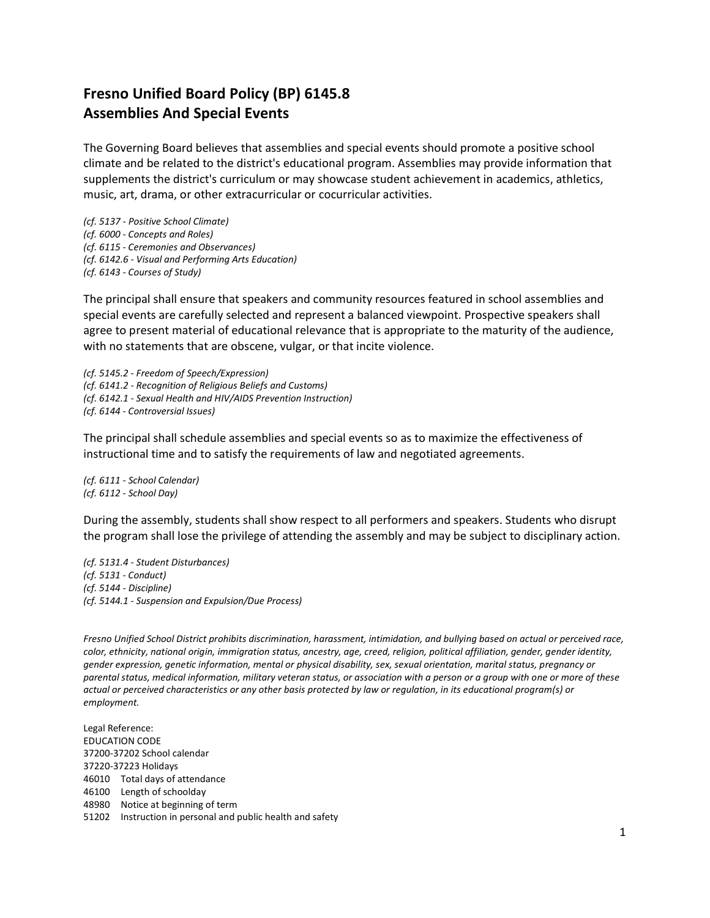# Fresno Unified Board Policy (BP) 6145.8
# Assemblies And Special Events

The Governing Board believes that assemblies and special events should promote a positive school climate and be related to the district's educational program. Assemblies may provide information that supplements the district's curriculum or may showcase student achievement in academics, athletics, music, art, drama, or other extracurricular or cocurricular activities.

*(cf. 5137 - Positive School Climate)*
*(cf. 6000 - Concepts and Roles)*
*(cf. 6115 - Ceremonies and Observances)*
*(cf. 6142.6 - Visual and Performing Arts Education)*
*(cf. 6143 - Courses of Study)*

The principal shall ensure that speakers and community resources featured in school assemblies and special events are carefully selected and represent a balanced viewpoint. Prospective speakers shall agree to present material of educational relevance that is appropriate to the maturity of the audience, with no statements that are obscene, vulgar, or that incite violence.

*(cf. 5145.2 - Freedom of Speech/Expression)*
*(cf. 6141.2 - Recognition of Religious Beliefs and Customs)*
*(cf. 6142.1 - Sexual Health and HIV/AIDS Prevention Instruction)*
*(cf. 6144 - Controversial Issues)*

The principal shall schedule assemblies and special events so as to maximize the effectiveness of instructional time and to satisfy the requirements of law and negotiated agreements.

*(cf. 6111 - School Calendar)*
*(cf. 6112 - School Day)*

During the assembly, students shall show respect to all performers and speakers. Students who disrupt the program shall lose the privilege of attending the assembly and may be subject to disciplinary action.

*(cf. 5131.4 - Student Disturbances)*
*(cf. 5131 - Conduct)*
*(cf. 5144 - Discipline)*
*(cf. 5144.1 - Suspension and Expulsion/Due Process)*

*Fresno Unified School District prohibits discrimination, harassment, intimidation, and bullying based on actual or perceived race, color, ethnicity, national origin, immigration status, ancestry, age, creed, religion, political affiliation, gender, gender identity, gender expression, genetic information, mental or physical disability, sex, sexual orientation, marital status, pregnancy or parental status, medical information, military veteran status, or association with a person or a group with one or more of these actual or perceived characteristics or any other basis protected by law or regulation, in its educational program(s) or employment.*

Legal Reference:
EDUCATION CODE
37200-37202 School calendar
37220-37223 Holidays
46010 Total days of attendance
46100 Length of schoolday
48980 Notice at beginning of term
51202 Instruction in personal and public health and safety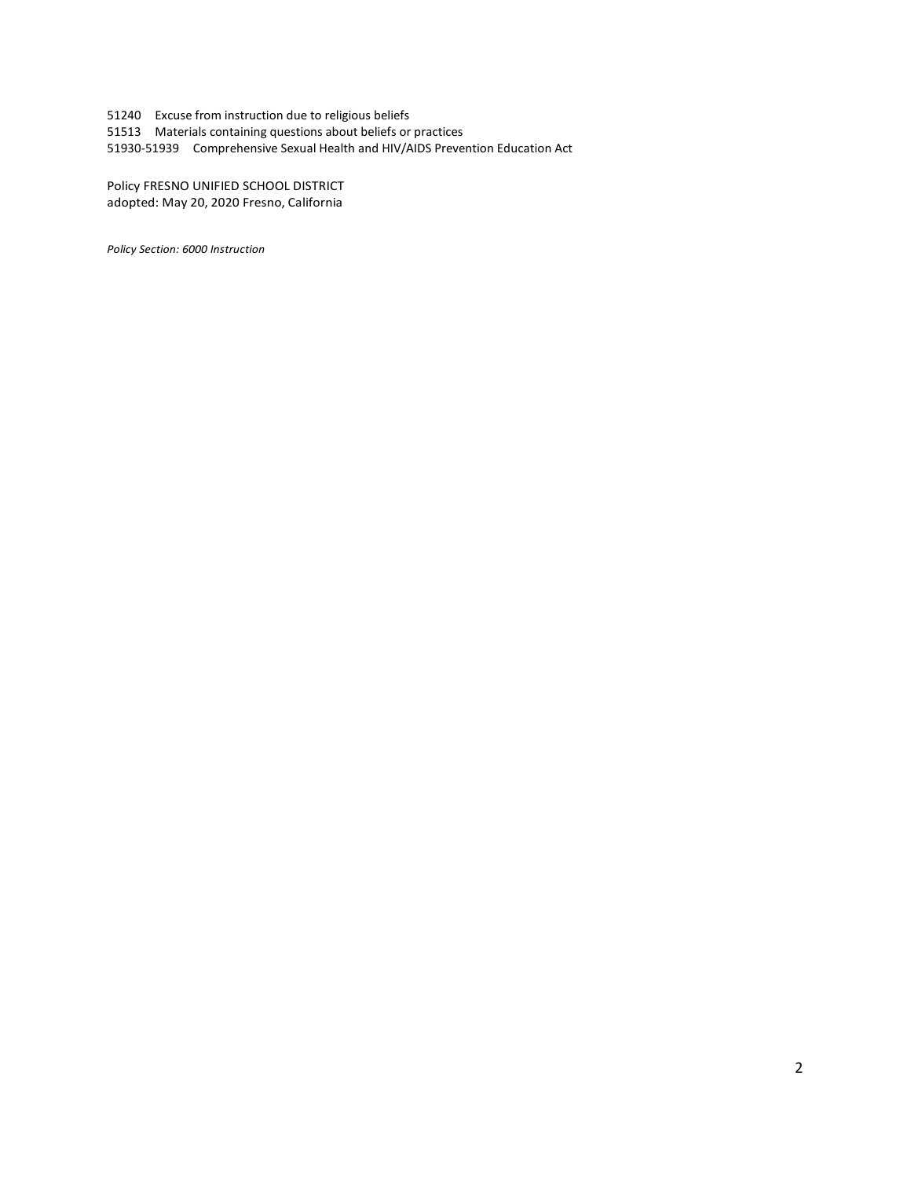51240 Excuse from instruction due to religious beliefs
51513 Materials containing questions about beliefs or practices
51930-51939 Comprehensive Sexual Health and HIV/AIDS Prevention Education Act

Policy FRESNO UNIFIED SCHOOL DISTRICT
adopted: May 20, 2020 Fresno, California

*Policy Section: 6000 Instruction*